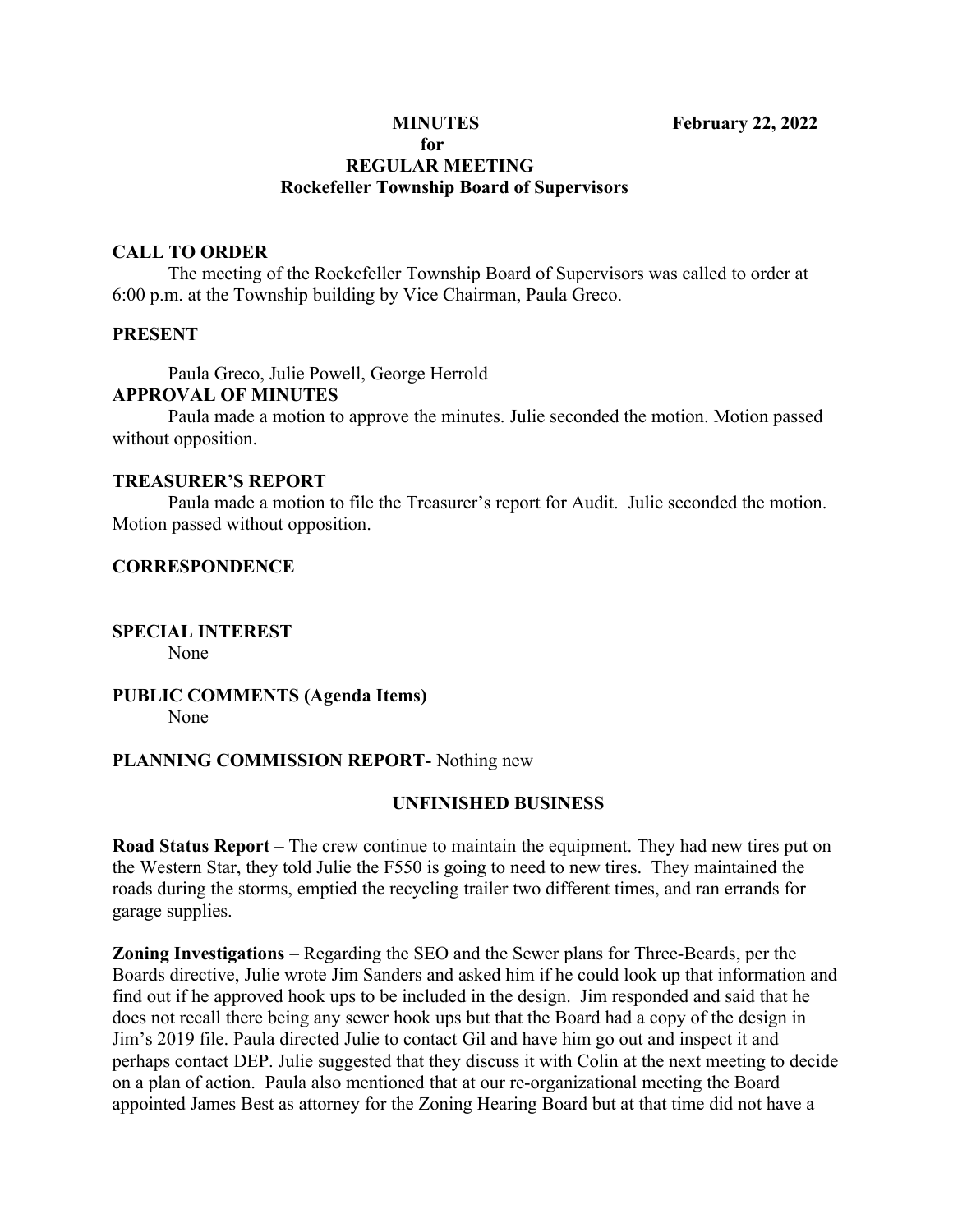**MINUTES** **February 22, 2022**

**for**

**REGULAR MEETING**

**Rockefeller Township Board of Supervisors**

## CALL TO ORDER

The meeting of the Rockefeller Township Board of Supervisors was called to order at 6:00 p.m. at the Township building by Vice Chairman, Paula Greco.

## PRESENT

Paula Greco, Julie Powell, George Herrold

## APPROVAL OF MINUTES

Paula made a motion to approve the minutes. Julie seconded the motion. Motion passed without opposition.

## TREASURER'S REPORT

Paula made a motion to file the Treasurer's report for Audit. Julie seconded the motion. Motion passed without opposition.

## CORRESPONDENCE

## SPECIAL INTEREST

None

## PUBLIC COMMENTS (Agenda Items)

None

## PLANNING COMMISSION REPORT- Nothing new

## UNFINISHED BUSINESS

**Road Status Report** – The crew continue to maintain the equipment. They had new tires put on the Western Star, they told Julie the F550 is going to need to new tires. They maintained the roads during the storms, emptied the recycling trailer two different times, and ran errands for garage supplies.

**Zoning Investigations** – Regarding the SEO and the Sewer plans for Three-Beards, per the Boards directive, Julie wrote Jim Sanders and asked him if he could look up that information and find out if he approved hook ups to be included in the design. Jim responded and said that he does not recall there being any sewer hook ups but that the Board had a copy of the design in Jim's 2019 file. Paula directed Julie to contact Gil and have him go out and inspect it and perhaps contact DEP. Julie suggested that they discuss it with Colin at the next meeting to decide on a plan of action. Paula also mentioned that at our re-organizational meeting the Board appointed James Best as attorney for the Zoning Hearing Board but at that time did not have a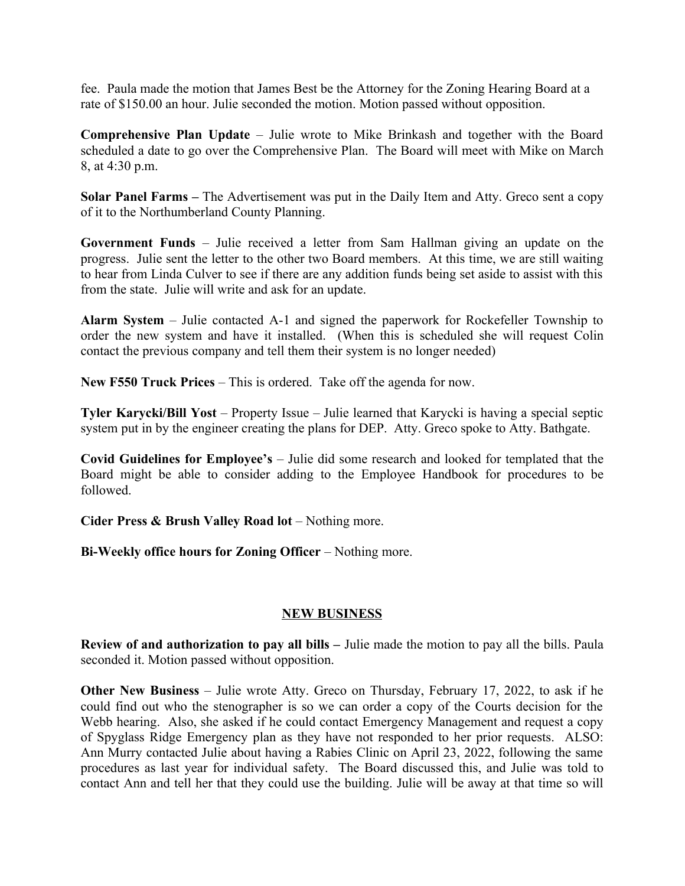fee. Paula made the motion that James Best be the Attorney for the Zoning Hearing Board at a rate of $150.00 an hour. Julie seconded the motion. Motion passed without opposition.

**Comprehensive Plan Update** – Julie wrote to Mike Brinkash and together with the Board scheduled a date to go over the Comprehensive Plan. The Board will meet with Mike on March 8, at 4:30 p.m.

**Solar Panel Farms –** The Advertisement was put in the Daily Item and Atty. Greco sent a copy of it to the Northumberland County Planning.

**Government Funds** – Julie received a letter from Sam Hallman giving an update on the progress. Julie sent the letter to the other two Board members. At this time, we are still waiting to hear from Linda Culver to see if there are any addition funds being set aside to assist with this from the state. Julie will write and ask for an update.

**Alarm System** – Julie contacted A-1 and signed the paperwork for Rockefeller Township to order the new system and have it installed. (When this is scheduled she will request Colin contact the previous company and tell them their system is no longer needed)

**New F550 Truck Prices** – This is ordered. Take off the agenda for now.

**Tyler Karycki/Bill Yost** – Property Issue – Julie learned that Karycki is having a special septic system put in by the engineer creating the plans for DEP. Atty. Greco spoke to Atty. Bathgate.

**Covid Guidelines for Employee's** – Julie did some research and looked for templated that the Board might be able to consider adding to the Employee Handbook for procedures to be followed.

**Cider Press & Brush Valley Road lot** – Nothing more.

**Bi-Weekly office hours for Zoning Officer** – Nothing more.

## NEW BUSINESS

**Review of and authorization to pay all bills –** Julie made the motion to pay all the bills. Paula seconded it. Motion passed without opposition.

**Other New Business** – Julie wrote Atty. Greco on Thursday, February 17, 2022, to ask if he could find out who the stenographer is so we can order a copy of the Courts decision for the Webb hearing. Also, she asked if he could contact Emergency Management and request a copy of Spyglass Ridge Emergency plan as they have not responded to her prior requests. ALSO: Ann Murry contacted Julie about having a Rabies Clinic on April 23, 2022, following the same procedures as last year for individual safety. The Board discussed this, and Julie was told to contact Ann and tell her that they could use the building. Julie will be away at that time so will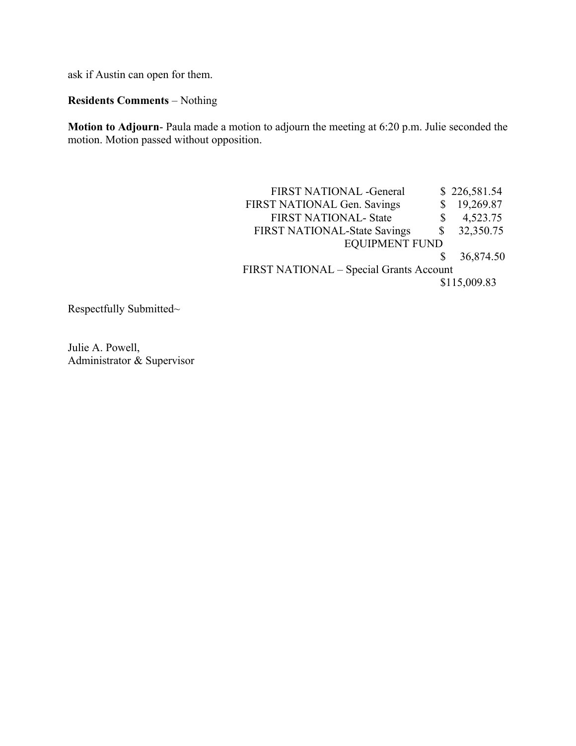ask if Austin can open for them.

**Residents Comments** – Nothing

**Motion to Adjourn**- Paula made a motion to adjourn the meeting at 6:20 p.m. Julie seconded the motion. Motion passed without opposition.

| | |
|---|---|
| FIRST NATIONAL -General | $ 226,581.54 |
| FIRST NATIONAL Gen. Savings | $ 19,269.87 |
| FIRST NATIONAL- State | $ 4,523.75 |
| FIRST NATIONAL-State Savings | $ 32,350.75 |
| EQUIPMENT FUND | $ 36,874.50 |
| FIRST NATIONAL – Special Grants Account | $115,009.83 |

Respectfully Submitted~

Julie A. Powell,
Administrator & Supervisor